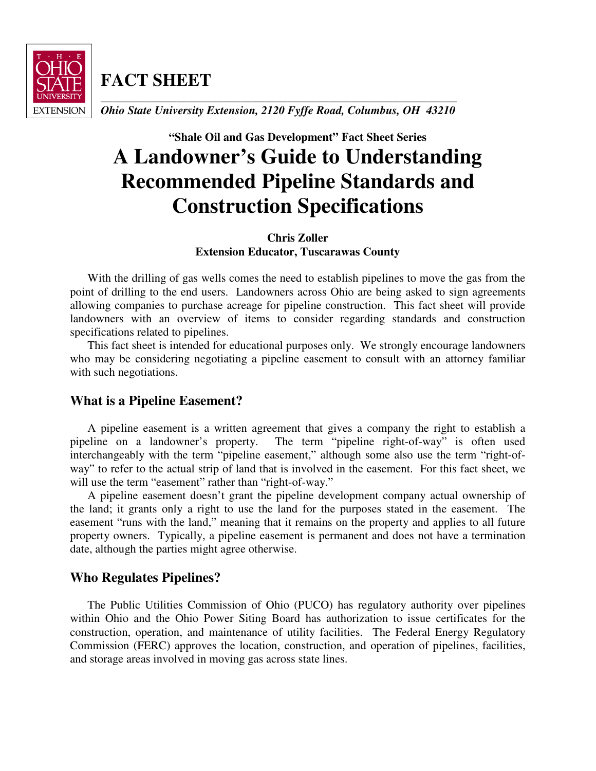**FACT SHEET**

*Ohio State University Extension, 2120 Fyffe Road, Columbus, OH 43210*

**"Shale Oil and Gas Development" Fact Sheet Series**

# A Landowner's Guide to Understanding Recommended Pipeline Standards and Construction Specifications

**Chris Zoller**
**Extension Educator, Tuscarawas County**

With the drilling of gas wells comes the need to establish pipelines to move the gas from the point of drilling to the end users. Landowners across Ohio are being asked to sign agreements allowing companies to purchase acreage for pipeline construction. This fact sheet will provide landowners with an overview of items to consider regarding standards and construction specifications related to pipelines.

This fact sheet is intended for educational purposes only. We strongly encourage landowners who may be considering negotiating a pipeline easement to consult with an attorney familiar with such negotiations.

## What is a Pipeline Easement?

A pipeline easement is a written agreement that gives a company the right to establish a pipeline on a landowner's property. The term "pipeline right-of-way" is often used interchangeably with the term "pipeline easement," although some also use the term "right-of-way" to refer to the actual strip of land that is involved in the easement. For this fact sheet, we will use the term "easement" rather than "right-of-way."

A pipeline easement doesn't grant the pipeline development company actual ownership of the land; it grants only a right to use the land for the purposes stated in the easement. The easement "runs with the land," meaning that it remains on the property and applies to all future property owners. Typically, a pipeline easement is permanent and does not have a termination date, although the parties might agree otherwise.

## Who Regulates Pipelines?

The Public Utilities Commission of Ohio (PUCO) has regulatory authority over pipelines within Ohio and the Ohio Power Siting Board has authorization to issue certificates for the construction, operation, and maintenance of utility facilities. The Federal Energy Regulatory Commission (FERC) approves the location, construction, and operation of pipelines, facilities, and storage areas involved in moving gas across state lines.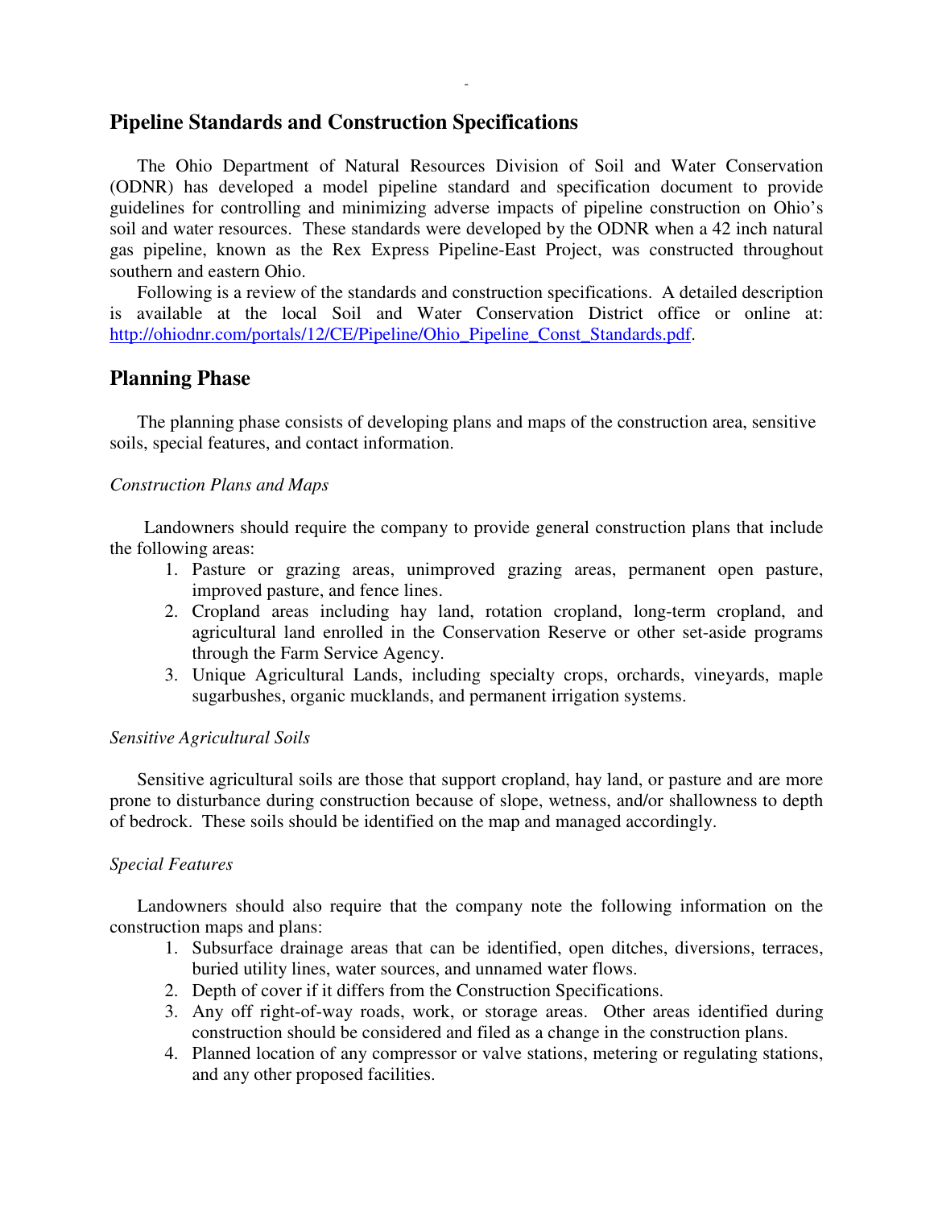## Pipeline Standards and Construction Specifications

The Ohio Department of Natural Resources Division of Soil and Water Conservation (ODNR) has developed a model pipeline standard and specification document to provide guidelines for controlling and minimizing adverse impacts of pipeline construction on Ohio's soil and water resources. These standards were developed by the ODNR when a 42 inch natural gas pipeline, known as the Rex Express Pipeline-East Project, was constructed throughout southern and eastern Ohio.

Following is a review of the standards and construction specifications. A detailed description is available at the local Soil and Water Conservation District office or online at: http://ohiodnr.com/portals/12/CE/Pipeline/Ohio_Pipeline_Const_Standards.pdf.

## Planning Phase

The planning phase consists of developing plans and maps of the construction area, sensitive soils, special features, and contact information.

*Construction Plans and Maps*

Landowners should require the company to provide general construction plans that include the following areas:

1. Pasture or grazing areas, unimproved grazing areas, permanent open pasture, improved pasture, and fence lines.
2. Cropland areas including hay land, rotation cropland, long-term cropland, and agricultural land enrolled in the Conservation Reserve or other set-aside programs through the Farm Service Agency.
3. Unique Agricultural Lands, including specialty crops, orchards, vineyards, maple sugarbushes, organic mucklands, and permanent irrigation systems.

*Sensitive Agricultural Soils*

Sensitive agricultural soils are those that support cropland, hay land, or pasture and are more prone to disturbance during construction because of slope, wetness, and/or shallowness to depth of bedrock. These soils should be identified on the map and managed accordingly.

*Special Features*

Landowners should also require that the company note the following information on the construction maps and plans:

1. Subsurface drainage areas that can be identified, open ditches, diversions, terraces, buried utility lines, water sources, and unnamed water flows.
2. Depth of cover if it differs from the Construction Specifications.
3. Any off right-of-way roads, work, or storage areas. Other areas identified during construction should be considered and filed as a change in the construction plans.
4. Planned location of any compressor or valve stations, metering or regulating stations, and any other proposed facilities.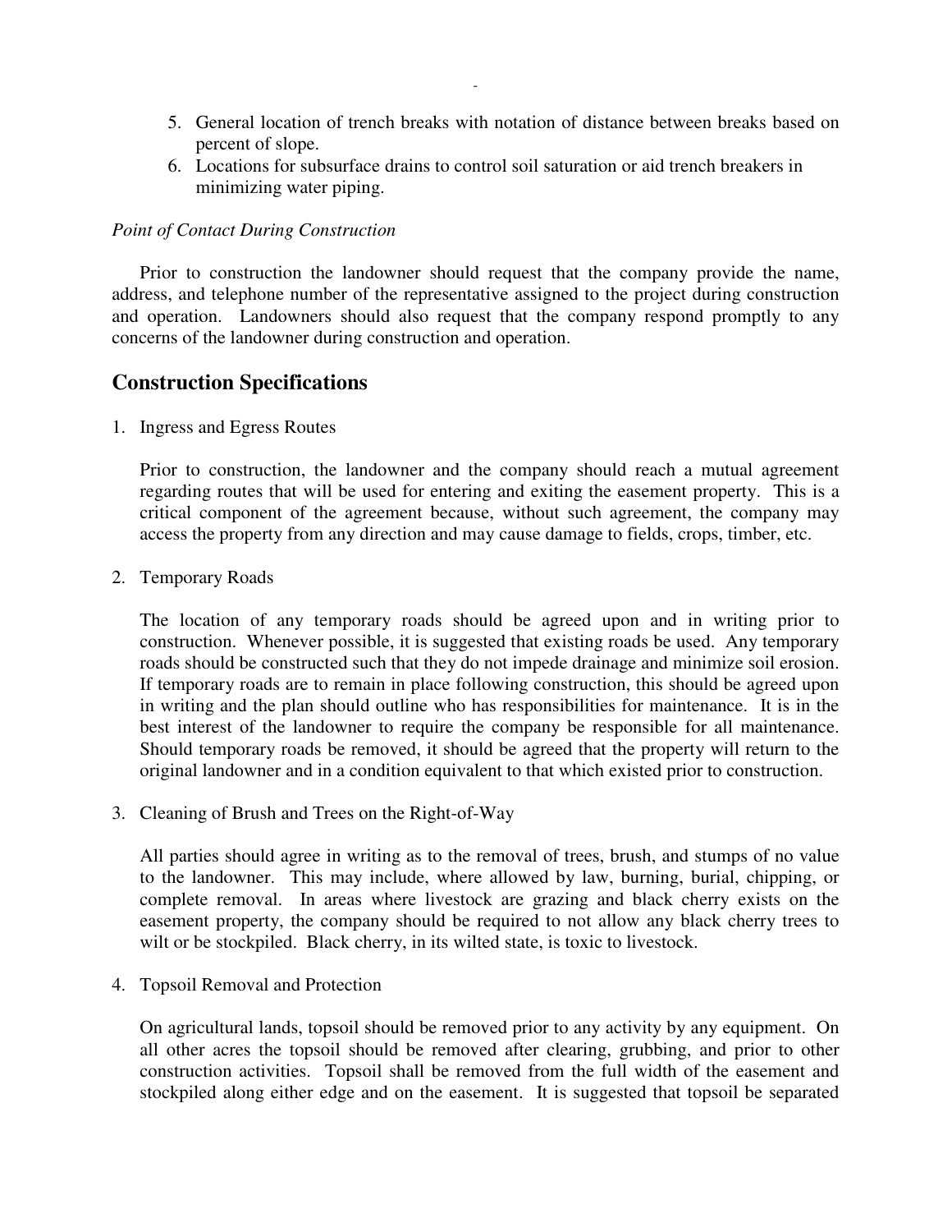5. General location of trench breaks with notation of distance between breaks based on percent of slope.
6. Locations for subsurface drains to control soil saturation or aid trench breakers in minimizing water piping.

*Point of Contact During Construction*

Prior to construction the landowner should request that the company provide the name, address, and telephone number of the representative assigned to the project during construction and operation. Landowners should also request that the company respond promptly to any concerns of the landowner during construction and operation.

## Construction Specifications

1. Ingress and Egress Routes

   Prior to construction, the landowner and the company should reach a mutual agreement regarding routes that will be used for entering and exiting the easement property. This is a critical component of the agreement because, without such agreement, the company may access the property from any direction and may cause damage to fields, crops, timber, etc.

2. Temporary Roads

   The location of any temporary roads should be agreed upon and in writing prior to construction. Whenever possible, it is suggested that existing roads be used. Any temporary roads should be constructed such that they do not impede drainage and minimize soil erosion. If temporary roads are to remain in place following construction, this should be agreed upon in writing and the plan should outline who has responsibilities for maintenance. It is in the best interest of the landowner to require the company be responsible for all maintenance. Should temporary roads be removed, it should be agreed that the property will return to the original landowner and in a condition equivalent to that which existed prior to construction.

3. Cleaning of Brush and Trees on the Right-of-Way

   All parties should agree in writing as to the removal of trees, brush, and stumps of no value to the landowner. This may include, where allowed by law, burning, burial, chipping, or complete removal. In areas where livestock are grazing and black cherry exists on the easement property, the company should be required to not allow any black cherry trees to wilt or be stockpiled. Black cherry, in its wilted state, is toxic to livestock.

4. Topsoil Removal and Protection

   On agricultural lands, topsoil should be removed prior to any activity by any equipment. On all other acres the topsoil should be removed after clearing, grubbing, and prior to other construction activities. Topsoil shall be removed from the full width of the easement and stockpiled along either edge and on the easement. It is suggested that topsoil be separated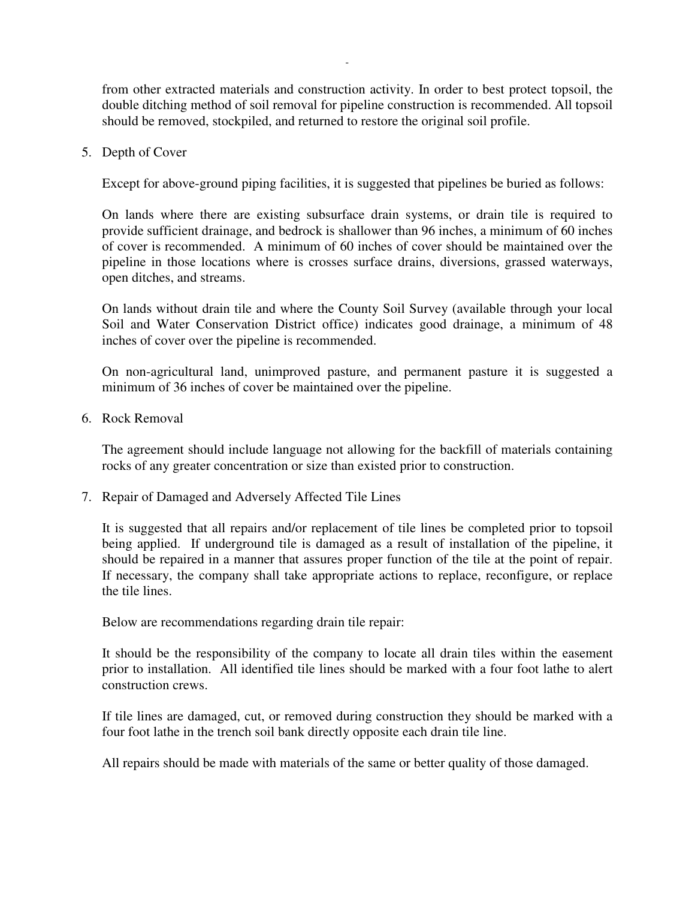from other extracted materials and construction activity. In order to best protect topsoil, the double ditching method of soil removal for pipeline construction is recommended. All topsoil should be removed, stockpiled, and returned to restore the original soil profile.

5. Depth of Cover

   Except for above-ground piping facilities, it is suggested that pipelines be buried as follows:

   On lands where there are existing subsurface drain systems, or drain tile is required to provide sufficient drainage, and bedrock is shallower than 96 inches, a minimum of 60 inches of cover is recommended. A minimum of 60 inches of cover should be maintained over the pipeline in those locations where is crosses surface drains, diversions, grassed waterways, open ditches, and streams.

   On lands without drain tile and where the County Soil Survey (available through your local Soil and Water Conservation District office) indicates good drainage, a minimum of 48 inches of cover over the pipeline is recommended.

   On non-agricultural land, unimproved pasture, and permanent pasture it is suggested a minimum of 36 inches of cover be maintained over the pipeline.

6. Rock Removal

   The agreement should include language not allowing for the backfill of materials containing rocks of any greater concentration or size than existed prior to construction.

7. Repair of Damaged and Adversely Affected Tile Lines

   It is suggested that all repairs and/or replacement of tile lines be completed prior to topsoil being applied. If underground tile is damaged as a result of installation of the pipeline, it should be repaired in a manner that assures proper function of the tile at the point of repair. If necessary, the company shall take appropriate actions to replace, reconfigure, or replace the tile lines.

   Below are recommendations regarding drain tile repair:

   It should be the responsibility of the company to locate all drain tiles within the easement prior to installation. All identified tile lines should be marked with a four foot lathe to alert construction crews.

   If tile lines are damaged, cut, or removed during construction they should be marked with a four foot lathe in the trench soil bank directly opposite each drain tile line.

   All repairs should be made with materials of the same or better quality of those damaged.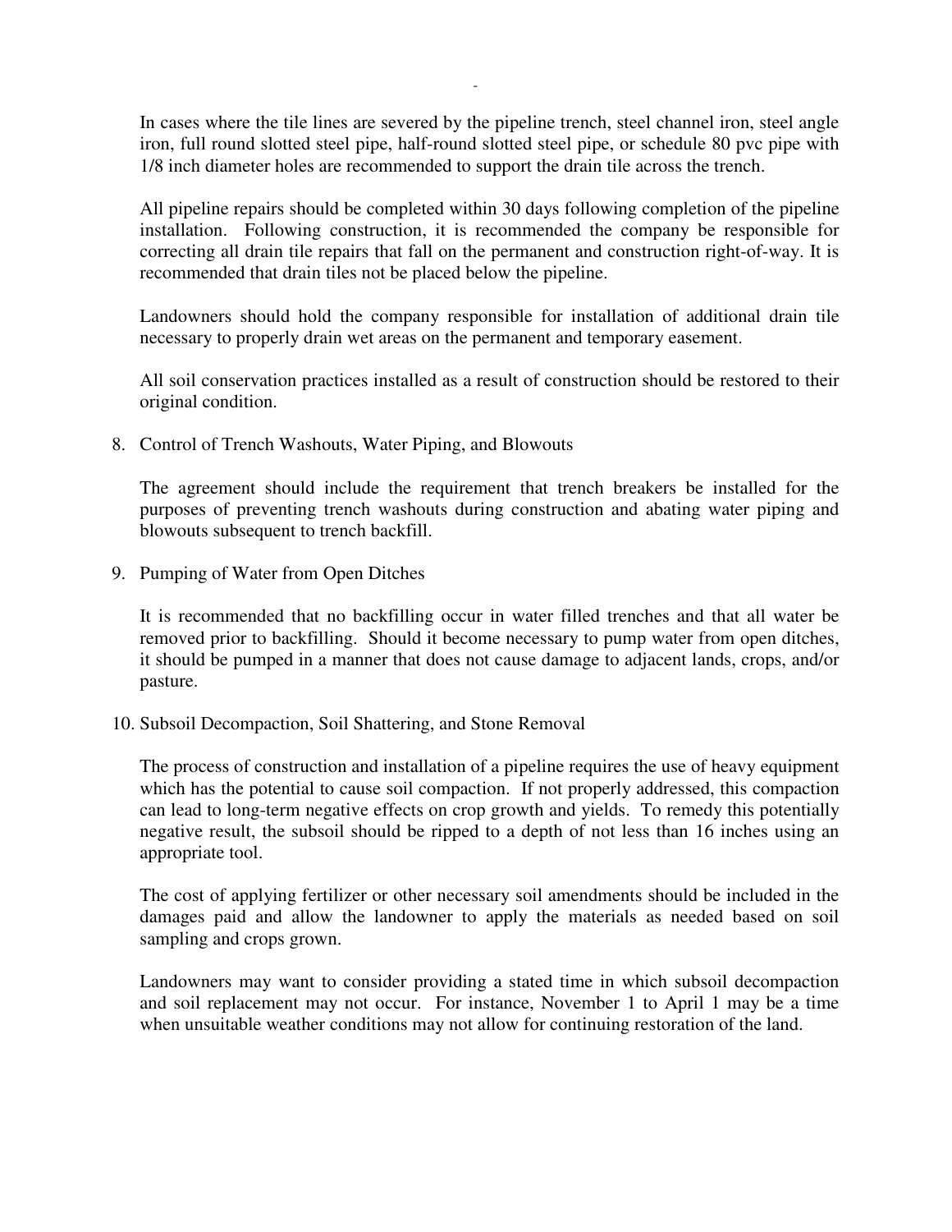In cases where the tile lines are severed by the pipeline trench, steel channel iron, steel angle iron, full round slotted steel pipe, half-round slotted steel pipe, or schedule 80 pvc pipe with 1/8 inch diameter holes are recommended to support the drain tile across the trench.

All pipeline repairs should be completed within 30 days following completion of the pipeline installation. Following construction, it is recommended the company be responsible for correcting all drain tile repairs that fall on the permanent and construction right-of-way. It is recommended that drain tiles not be placed below the pipeline.

Landowners should hold the company responsible for installation of additional drain tile necessary to properly drain wet areas on the permanent and temporary easement.

All soil conservation practices installed as a result of construction should be restored to their original condition.

8. Control of Trench Washouts, Water Piping, and Blowouts

   The agreement should include the requirement that trench breakers be installed for the purposes of preventing trench washouts during construction and abating water piping and blowouts subsequent to trench backfill.

9. Pumping of Water from Open Ditches

   It is recommended that no backfilling occur in water filled trenches and that all water be removed prior to backfilling. Should it become necessary to pump water from open ditches, it should be pumped in a manner that does not cause damage to adjacent lands, crops, and/or pasture.

10. Subsoil Decompaction, Soil Shattering, and Stone Removal

    The process of construction and installation of a pipeline requires the use of heavy equipment which has the potential to cause soil compaction. If not properly addressed, this compaction can lead to long-term negative effects on crop growth and yields. To remedy this potentially negative result, the subsoil should be ripped to a depth of not less than 16 inches using an appropriate tool.

    The cost of applying fertilizer or other necessary soil amendments should be included in the damages paid and allow the landowner to apply the materials as needed based on soil sampling and crops grown.

    Landowners may want to consider providing a stated time in which subsoil decompaction and soil replacement may not occur. For instance, November 1 to April 1 may be a time when unsuitable weather conditions may not allow for continuing restoration of the land.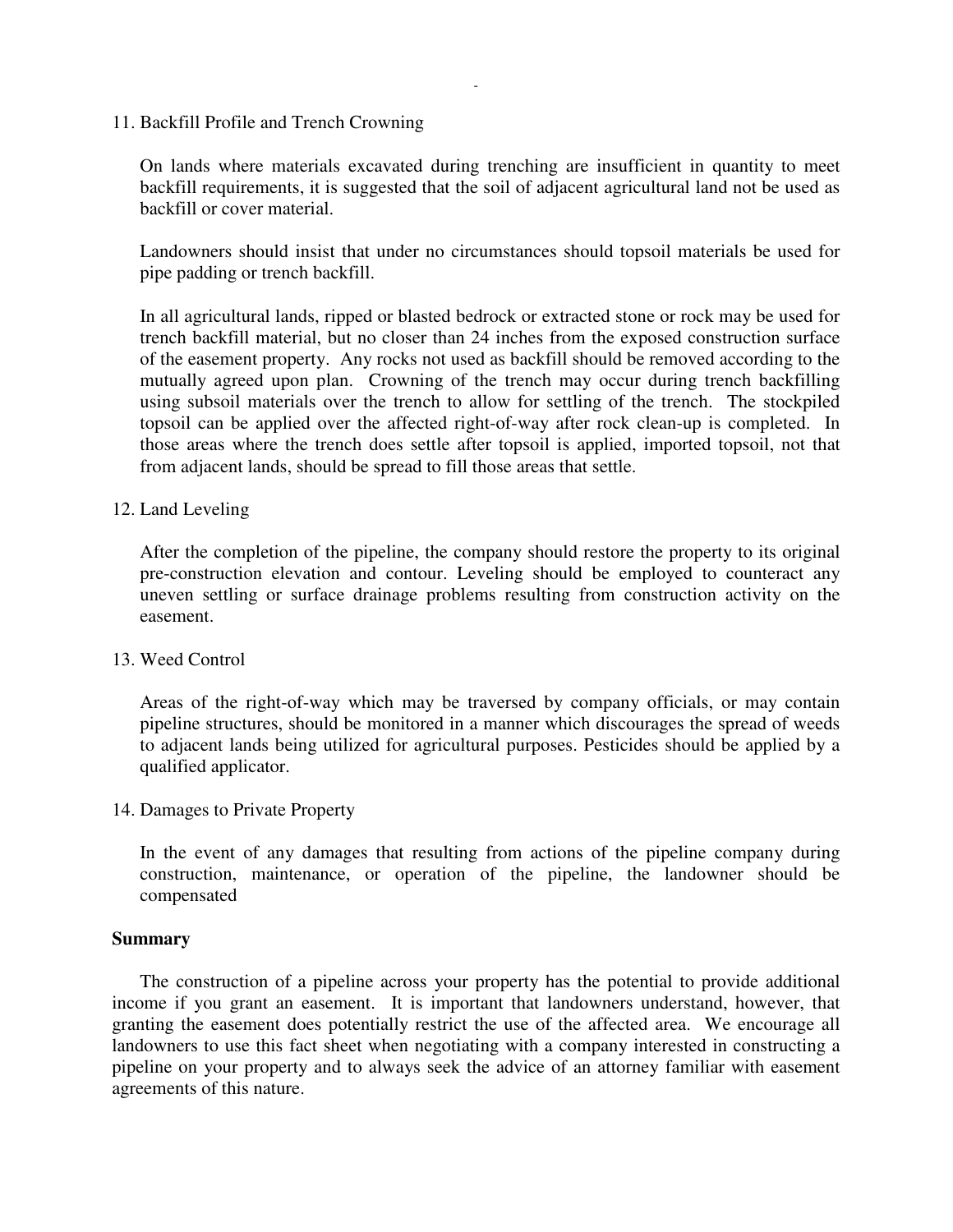11. Backfill Profile and Trench Crowning

    On lands where materials excavated during trenching are insufficient in quantity to meet backfill requirements, it is suggested that the soil of adjacent agricultural land not be used as backfill or cover material.

    Landowners should insist that under no circumstances should topsoil materials be used for pipe padding or trench backfill.

    In all agricultural lands, ripped or blasted bedrock or extracted stone or rock may be used for trench backfill material, but no closer than 24 inches from the exposed construction surface of the easement property. Any rocks not used as backfill should be removed according to the mutually agreed upon plan. Crowning of the trench may occur during trench backfilling using subsoil materials over the trench to allow for settling of the trench. The stockpiled topsoil can be applied over the affected right-of-way after rock clean-up is completed. In those areas where the trench does settle after topsoil is applied, imported topsoil, not that from adjacent lands, should be spread to fill those areas that settle.

12. Land Leveling

    After the completion of the pipeline, the company should restore the property to its original pre-construction elevation and contour. Leveling should be employed to counteract any uneven settling or surface drainage problems resulting from construction activity on the easement.

13. Weed Control

    Areas of the right-of-way which may be traversed by company officials, or may contain pipeline structures, should be monitored in a manner which discourages the spread of weeds to adjacent lands being utilized for agricultural purposes. Pesticides should be applied by a qualified applicator.

14. Damages to Private Property

    In the event of any damages that resulting from actions of the pipeline company during construction, maintenance, or operation of the pipeline, the landowner should be compensated

**Summary**

The construction of a pipeline across your property has the potential to provide additional income if you grant an easement. It is important that landowners understand, however, that granting the easement does potentially restrict the use of the affected area. We encourage all landowners to use this fact sheet when negotiating with a company interested in constructing a pipeline on your property and to always seek the advice of an attorney familiar with easement agreements of this nature.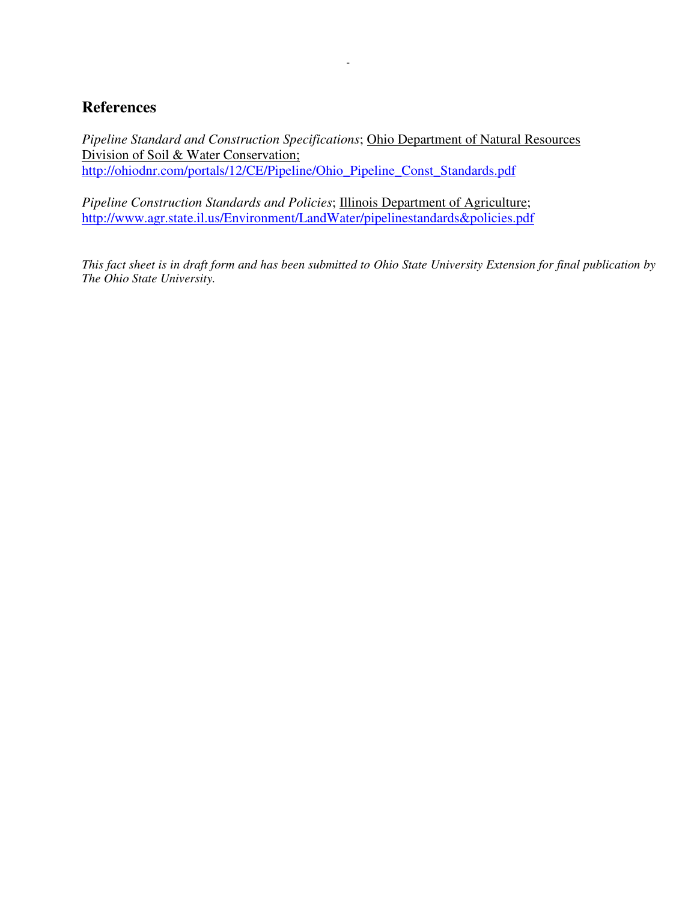## References

*Pipeline Standard and Construction Specifications*; Ohio Department of Natural Resources Division of Soil & Water Conservation;
http://ohiodnr.com/portals/12/CE/Pipeline/Ohio_Pipeline_Const_Standards.pdf

*Pipeline Construction Standards and Policies*; Illinois Department of Agriculture;
http://www.agr.state.il.us/Environment/LandWater/pipelinestandards&policies.pdf

*This fact sheet is in draft form and has been submitted to Ohio State University Extension for final publication by The Ohio State University.*